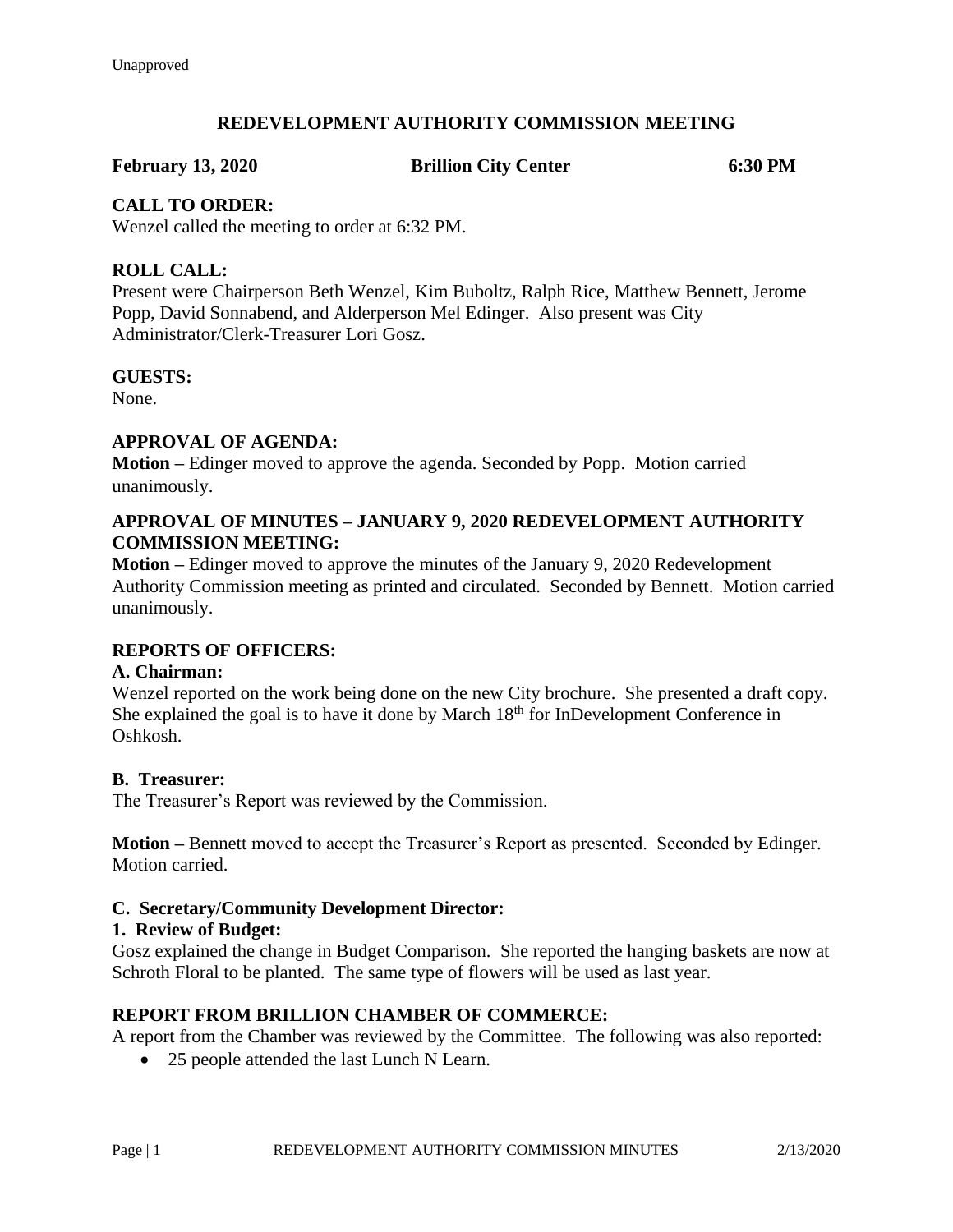Unapproved

# REDEVELOPMENT AUTHORITY COMMISSION MEETING

**February 13, 2020** **Brillion City Center** **6:30 PM**

## CALL TO ORDER:

Wenzel called the meeting to order at 6:32 PM.

## ROLL CALL:

Present were Chairperson Beth Wenzel, Kim Buboltz, Ralph Rice, Matthew Bennett, Jerome Popp, David Sonnabend, and Alderperson Mel Edinger. Also present was City Administrator/Clerk-Treasurer Lori Gosz.

## GUESTS:

None.

## APPROVAL OF AGENDA:

**Motion –** Edinger moved to approve the agenda. Seconded by Popp. Motion carried unanimously.

## APPROVAL OF MINUTES – JANUARY 9, 2020 REDEVELOPMENT AUTHORITY COMMISSION MEETING:

**Motion –** Edinger moved to approve the minutes of the January 9, 2020 Redevelopment Authority Commission meeting as printed and circulated. Seconded by Bennett. Motion carried unanimously.

## REPORTS OF OFFICERS:

### A. Chairman:

Wenzel reported on the work being done on the new City brochure. She presented a draft copy. She explained the goal is to have it done by March 18th for InDevelopment Conference in Oshkosh.

### B. Treasurer:

The Treasurer's Report was reviewed by the Commission.

**Motion –** Bennett moved to accept the Treasurer's Report as presented. Seconded by Edinger. Motion carried.

### C. Secretary/Community Development Director:

#### 1. Review of Budget:

Gosz explained the change in Budget Comparison. She reported the hanging baskets are now at Schroth Floral to be planted. The same type of flowers will be used as last year.

## REPORT FROM BRILLION CHAMBER OF COMMERCE:

A report from the Chamber was reviewed by the Committee. The following was also reported:

- 25 people attended the last Lunch N Learn.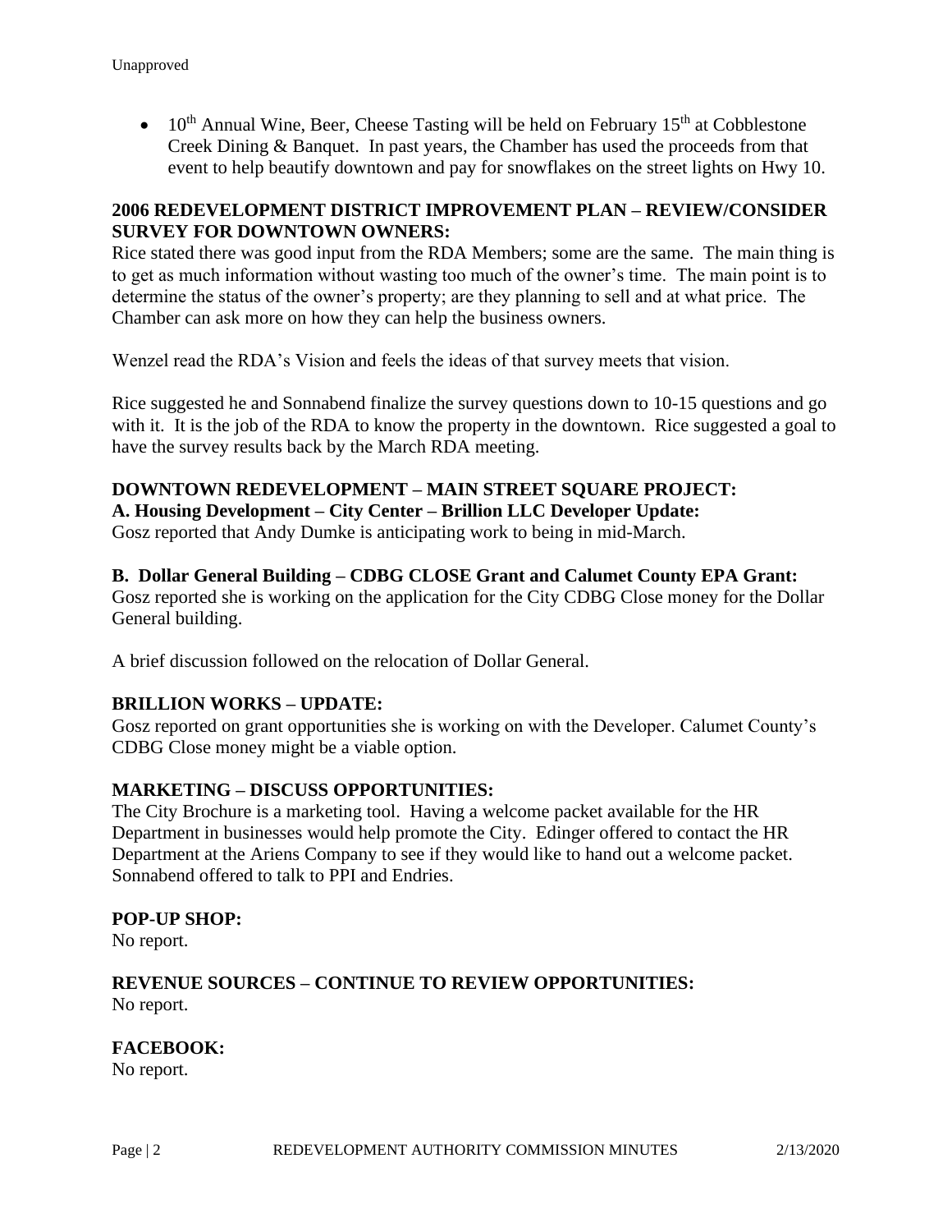Unapproved

- 10th Annual Wine, Beer, Cheese Tasting will be held on February 15th at Cobblestone Creek Dining & Banquet. In past years, the Chamber has used the proceeds from that event to help beautify downtown and pay for snowflakes on the street lights on Hwy 10.

**2006 REDEVELOPMENT DISTRICT IMPROVEMENT PLAN – REVIEW/CONSIDER SURVEY FOR DOWNTOWN OWNERS:**
Rice stated there was good input from the RDA Members; some are the same. The main thing is to get as much information without wasting too much of the owner's time. The main point is to determine the status of the owner's property; are they planning to sell and at what price. The Chamber can ask more on how they can help the business owners.

Wenzel read the RDA's Vision and feels the ideas of that survey meets that vision.

Rice suggested he and Sonnabend finalize the survey questions down to 10-15 questions and go with it. It is the job of the RDA to know the property in the downtown. Rice suggested a goal to have the survey results back by the March RDA meeting.

**DOWNTOWN REDEVELOPMENT – MAIN STREET SQUARE PROJECT:**
**A. Housing Development – City Center – Brillion LLC Developer Update:**
Gosz reported that Andy Dumke is anticipating work to being in mid-March.

**B. Dollar General Building – CDBG CLOSE Grant and Calumet County EPA Grant:**
Gosz reported she is working on the application for the City CDBG Close money for the Dollar General building.

A brief discussion followed on the relocation of Dollar General.

**BRILLION WORKS – UPDATE:**
Gosz reported on grant opportunities she is working on with the Developer. Calumet County's CDBG Close money might be a viable option.

**MARKETING – DISCUSS OPPORTUNITIES:**
The City Brochure is a marketing tool. Having a welcome packet available for the HR Department in businesses would help promote the City. Edinger offered to contact the HR Department at the Ariens Company to see if they would like to hand out a welcome packet. Sonnabend offered to talk to PPI and Endries.

**POP-UP SHOP:**
No report.

**REVENUE SOURCES – CONTINUE TO REVIEW OPPORTUNITIES:**
No report.

**FACEBOOK:**
No report.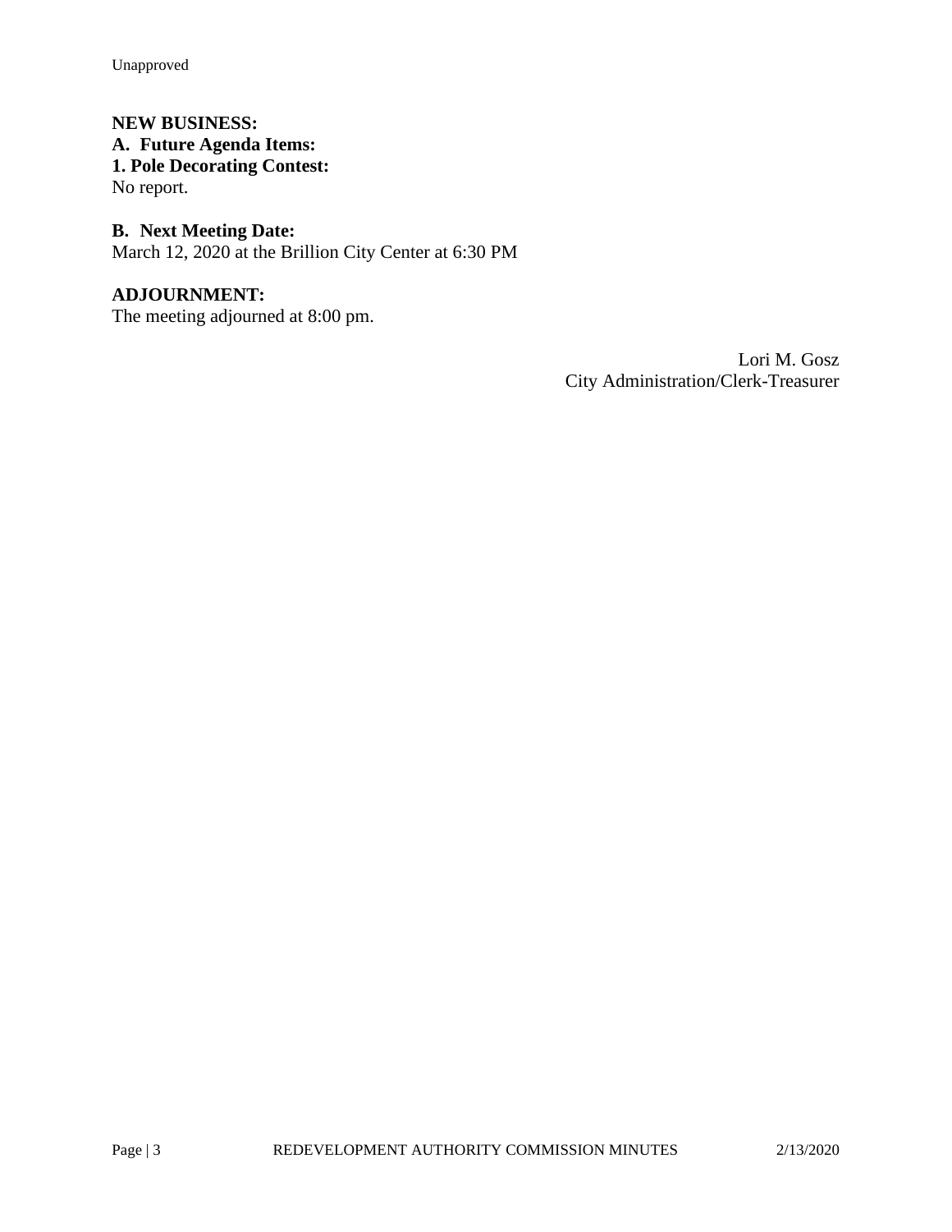Unapproved

**NEW BUSINESS:**
**A. Future Agenda Items:**
**1. Pole Decorating Contest:**
No report.

**B. Next Meeting Date:**
March 12, 2020 at the Brillion City Center at 6:30 PM

**ADJOURNMENT:**
The meeting adjourned at 8:00 pm.

Lori M. Gosz
City Administration/Clerk-Treasurer